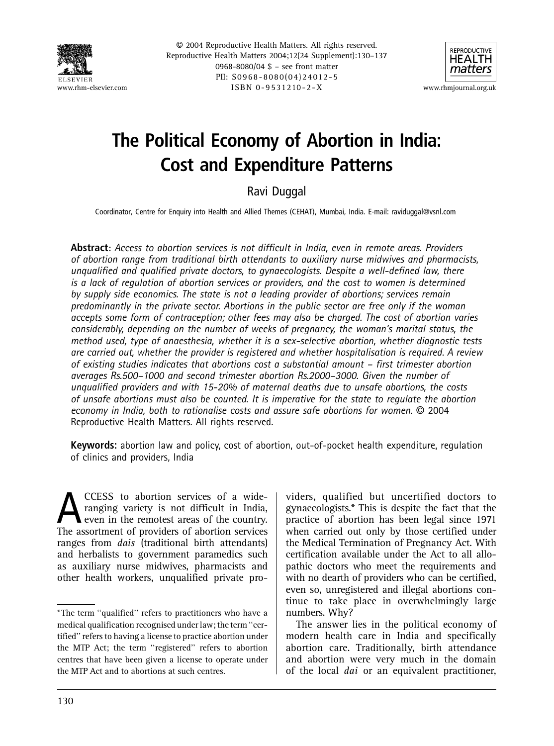# The Political Economy of Abortion in India: Cost and Expenditure Patterns

Ravi Duggal

Coordinator, Centre for Enquiry into Health and Allied Themes (CEHAT), Mumbai, India. E-mail: raviduggal@vsnl.com

**Abstract**: *Access to abortion services is not difficult in India, even in remote areas. Providers of abortion range from traditional birth attendants to auxiliary nurse midwives and pharmacists, unqualified and qualified private doctors, to gynaecologists. Despite a well-defined law, there is a lack of regulation of abortion services or providers, and the cost to women is determined by supply side economics. The state is not a leading provider of abortions; services remain predominantly in the private sector. Abortions in the public sector are free only if the woman accepts some form of contraception; other fees may also be charged. The cost of abortion varies considerably, depending on the number of weeks of pregnancy, the woman's marital status, the method used, type of anaesthesia, whether it is a sex-selective abortion, whether diagnostic tests are carried out, whether the provider is registered and whether hospitalisation is required. A review of existing studies indicates that abortions cost a substantial amount – first trimester abortion averages Rs.500–1000 and second trimester abortion Rs.2000–3000. Given the number of unqualified providers and with 15-20% of maternal deaths due to unsafe abortions, the costs of unsafe abortions must also be counted. It is imperative for the state to regulate the abortion economy in India, both to rationalise costs and assure safe abortions for women.* © 2004 Reproductive Health Matters. All rights reserved.

**Keywords:** abortion law and policy, cost of abortion, out-of-pocket health expenditure, regulation of clinics and providers, India

ACCESS to abortion services of a wide-ranging variety is not difficult in India, even in the remotest areas of the country. The assortment of providers of abortion services ranges from *dais* (traditional birth attendants) and herbalists to government paramedics such as auxiliary nurse midwives, pharmacists and other health workers, unqualified private providers, qualified but uncertified doctors to gynaecologists.* This is despite the fact that the practice of abortion has been legal since 1971 when carried out only by those certified under the Medical Termination of Pregnancy Act. With certification available under the Act to all allopathic doctors who meet the requirements and with no dearth of providers who can be certified, even so, unregistered and illegal abortions continue to take place in overwhelmingly large numbers. Why?

The answer lies in the political economy of modern health care in India and specifically abortion care. Traditionally, birth attendance and abortion were very much in the domain of the local *dai* or an equivalent practitioner,

*The term "qualified" refers to practitioners who have a medical qualification recognised under law; the term "certified" refers to having a license to practice abortion under the MTP Act; the term "registered" refers to abortion centres that have been given a license to operate under the MTP Act and to abortions at such centres.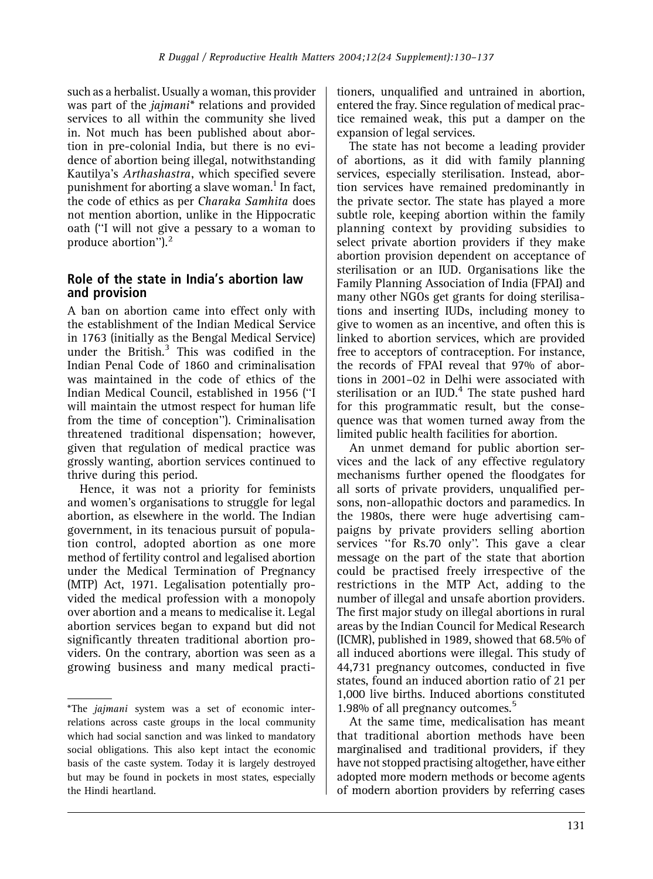such as a herbalist. Usually a woman, this provider was part of the *jajmani** relations and provided services to all within the community she lived in. Not much has been published about abortion in pre-colonial India, but there is no evidence of abortion being illegal, notwithstanding Kautilya's *Arthashastra*, which specified severe punishment for aborting a slave woman.[1] In fact, the code of ethics as per *Charaka Samhita* does not mention abortion, unlike in the Hippocratic oath ("I will not give a pessary to a woman to produce abortion").[2]

## Role of the state in India's abortion law and provision

A ban on abortion came into effect only with the establishment of the Indian Medical Service in 1763 (initially as the Bengal Medical Service) under the British.[3] This was codified in the Indian Penal Code of 1860 and criminalisation was maintained in the code of ethics of the Indian Medical Council, established in 1956 ("I will maintain the utmost respect for human life from the time of conception"). Criminalisation threatened traditional dispensation; however, given that regulation of medical practice was grossly wanting, abortion services continued to thrive during this period.

Hence, it was not a priority for feminists and women's organisations to struggle for legal abortion, as elsewhere in the world. The Indian government, in its tenacious pursuit of population control, adopted abortion as one more method of fertility control and legalised abortion under the Medical Termination of Pregnancy (MTP) Act, 1971. Legalisation potentially provided the medical profession with a monopoly over abortion and a means to medicalise it. Legal abortion services began to expand but did not significantly threaten traditional abortion providers. On the contrary, abortion was seen as a growing business and many medical practitioners, unqualified and untrained in abortion, entered the fray. Since regulation of medical practice remained weak, this put a damper on the expansion of legal services.

The state has not become a leading provider of abortions, as it did with family planning services, especially sterilisation. Instead, abortion services have remained predominantly in the private sector. The state has played a more subtle role, keeping abortion within the family planning context by providing subsidies to select private abortion providers if they make abortion provision dependent on acceptance of sterilisation or an IUD. Organisations like the Family Planning Association of India (FPAI) and many other NGOs get grants for doing sterilisations and inserting IUDs, including money to give to women as an incentive, and often this is linked to abortion services, which are provided free to acceptors of contraception. For instance, the records of FPAI reveal that 97% of abortions in 2001–02 in Delhi were associated with sterilisation or an IUD.[4] The state pushed hard for this programmatic result, but the consequence was that women turned away from the limited public health facilities for abortion.

An unmet demand for public abortion services and the lack of any effective regulatory mechanisms further opened the floodgates for all sorts of private providers, unqualified persons, non-allopathic doctors and paramedics. In the 1980s, there were huge advertising campaigns by private providers selling abortion services "for Rs.70 only". This gave a clear message on the part of the state that abortion could be practised freely irrespective of the restrictions in the MTP Act, adding to the number of illegal and unsafe abortion providers. The first major study on illegal abortions in rural areas by the Indian Council for Medical Research (ICMR), published in 1989, showed that 68.5% of all induced abortions were illegal. This study of 44,731 pregnancy outcomes, conducted in five states, found an induced abortion ratio of 21 per 1,000 live births. Induced abortions constituted 1.98% of all pregnancy outcomes.[5]

At the same time, medicalisation has meant that traditional abortion methods have been marginalised and traditional providers, if they have not stopped practising altogether, have either adopted more modern methods or become agents of modern abortion providers by referring cases

*The *jajmani* system was a set of economic inter-relations across caste groups in the local community which had social sanction and was linked to mandatory social obligations. This also kept intact the economic basis of the caste system. Today it is largely destroyed but may be found in pockets in most states, especially the Hindi heartland.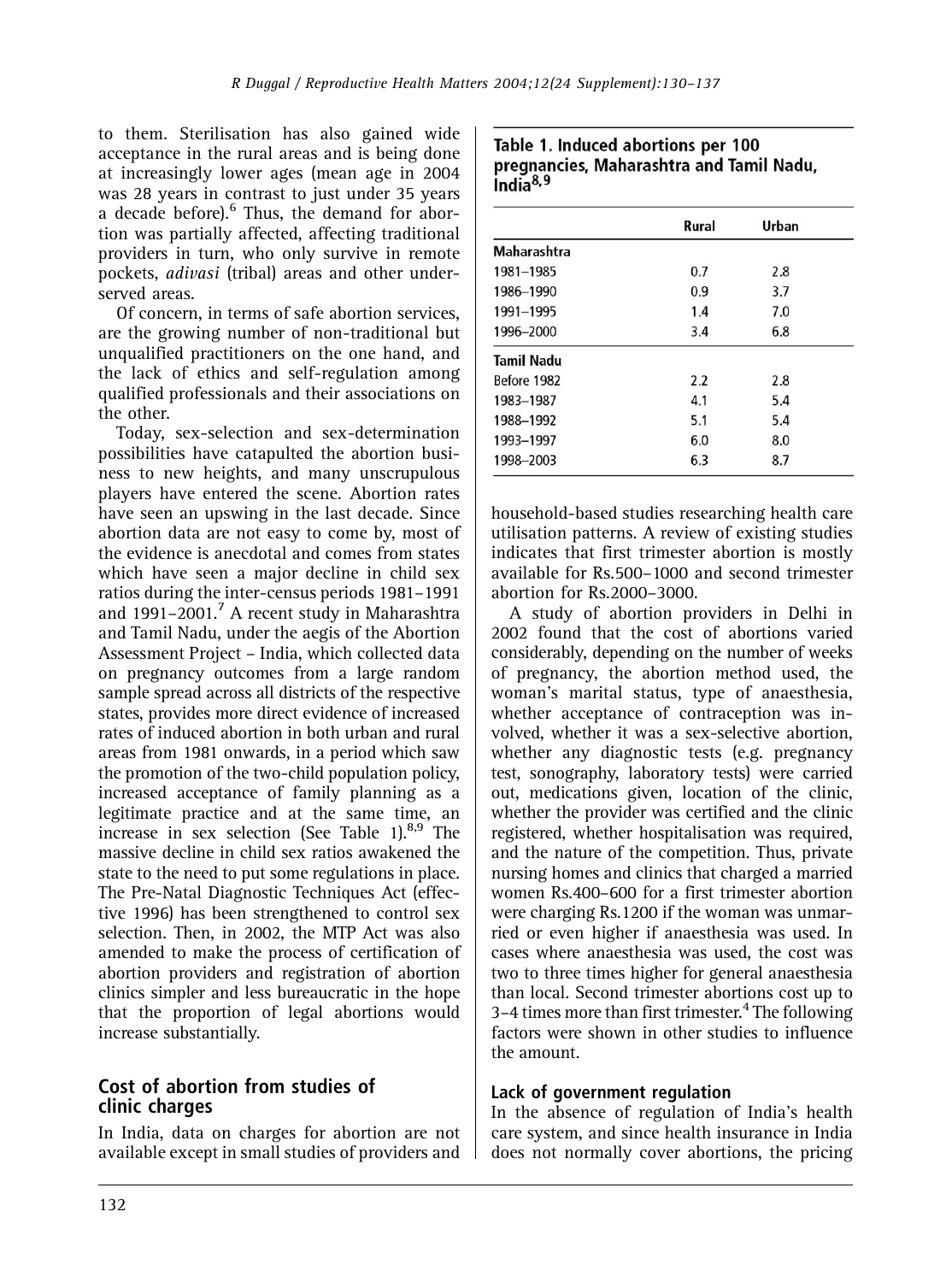to them. Sterilisation has also gained wide acceptance in the rural areas and is being done at increasingly lower ages (mean age in 2004 was 28 years in contrast to just under 35 years a decade before).[6] Thus, the demand for abortion was partially affected, affecting traditional providers in turn, who only survive in remote pockets, *adivasi* (tribal) areas and other underserved areas.

Of concern, in terms of safe abortion services, are the growing number of non-traditional but unqualified practitioners on the one hand, and the lack of ethics and self-regulation among qualified professionals and their associations on the other.

Today, sex-selection and sex-determination possibilities have catapulted the abortion business to new heights, and many unscrupulous players have entered the scene. Abortion rates have seen an upswing in the last decade. Since abortion data are not easy to come by, most of the evidence is anecdotal and comes from states which have seen a major decline in child sex ratios during the inter-census periods 1981–1991 and 1991–2001.[7] A recent study in Maharashtra and Tamil Nadu, under the aegis of the Abortion Assessment Project – India, which collected data on pregnancy outcomes from a large random sample spread across all districts of the respective states, provides more direct evidence of increased rates of induced abortion in both urban and rural areas from 1981 onwards, in a period which saw the promotion of the two-child population policy, increased acceptance of family planning as a legitimate practice and at the same time, an increase in sex selection (See Table 1).[8,9] The massive decline in child sex ratios awakened the state to the need to put some regulations in place. The Pre-Natal Diagnostic Techniques Act (effective 1996) has been strengthened to control sex selection. Then, in 2002, the MTP Act was also amended to make the process of certification of abortion providers and registration of abortion clinics simpler and less bureaucratic in the hope that the proportion of legal abortions would increase substantially.

**Table 1. Induced abortions per 100 pregnancies, Maharashtra and Tamil Nadu, India[8,9]**

| | Rural | Urban |
|---|---|---|
| **Maharashtra** | | |
| 1981–1985 | 0.7 | 2.8 |
| 1986–1990 | 0.9 | 3.7 |
| 1991–1995 | 1.4 | 7.0 |
| 1996–2000 | 3.4 | 6.8 |
| **Tamil Nadu** | | |
| Before 1982 | 2.2 | 2.8 |
| 1983–1987 | 4.1 | 5.4 |
| 1988–1992 | 5.1 | 5.4 |
| 1993–1997 | 6.0 | 8.0 |
| 1998–2003 | 6.3 | 8.7 |

## Cost of abortion from studies of clinic charges

In India, data on charges for abortion are not available except in small studies of providers and household-based studies researching health care utilisation patterns. A review of existing studies indicates that first trimester abortion is mostly available for Rs.500–1000 and second trimester abortion for Rs.2000–3000.

A study of abortion providers in Delhi in 2002 found that the cost of abortions varied considerably, depending on the number of weeks of pregnancy, the abortion method used, the woman's marital status, type of anaesthesia, whether acceptance of contraception was involved, whether it was a sex-selective abortion, whether any diagnostic tests (e.g. pregnancy test, sonography, laboratory tests) were carried out, medications given, location of the clinic, whether the provider was certified and the clinic registered, whether hospitalisation was required, and the nature of the competition. Thus, private nursing homes and clinics that charged a married women Rs.400–600 for a first trimester abortion were charging Rs.1200 if the woman was unmarried or even higher if anaesthesia was used. In cases where anaesthesia was used, the cost was two to three times higher for general anaesthesia than local. Second trimester abortions cost up to 3–4 times more than first trimester.[4] The following factors were shown in other studies to influence the amount.

### Lack of government regulation

In the absence of regulation of India's health care system, and since health insurance in India does not normally cover abortions, the pricing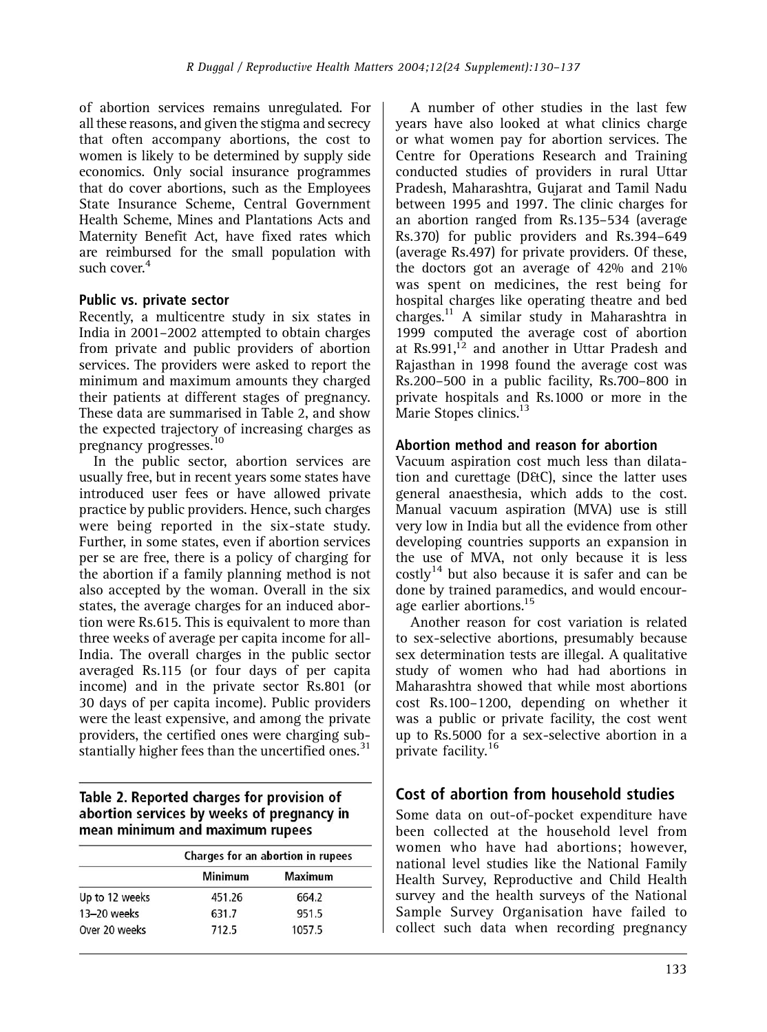of abortion services remains unregulated. For all these reasons, and given the stigma and secrecy that often accompany abortions, the cost to women is likely to be determined by supply side economics. Only social insurance programmes that do cover abortions, such as the Employees State Insurance Scheme, Central Government Health Scheme, Mines and Plantations Acts and Maternity Benefit Act, have fixed rates which are reimbursed for the small population with such cover.[4]

### Public vs. private sector

Recently, a multicentre study in six states in India in 2001–2002 attempted to obtain charges from private and public providers of abortion services. The providers were asked to report the minimum and maximum amounts they charged their patients at different stages of pregnancy. These data are summarised in Table 2, and show the expected trajectory of increasing charges as pregnancy progresses.[10]

In the public sector, abortion services are usually free, but in recent years some states have introduced user fees or have allowed private practice by public providers. Hence, such charges were being reported in the six-state study. Further, in some states, even if abortion services per se are free, there is a policy of charging for the abortion if a family planning method is not also accepted by the woman. Overall in the six states, the average charges for an induced abortion were Rs.615. This is equivalent to more than three weeks of average per capita income for all-India. The overall charges in the public sector averaged Rs.115 (or four days of per capita income) and in the private sector Rs.801 (or 30 days of per capita income). Public providers were the least expensive, and among the private providers, the certified ones were charging substantially higher fees than the uncertified ones.[31]

**Table 2. Reported charges for provision of abortion services by weeks of pregnancy in mean minimum and maximum rupees**

| | Charges for an abortion in rupees | |
|---|---|---|
| | Minimum | Maximum |
| Up to 12 weeks | 451.26 | 664.2 |
| 13–20 weeks | 631.7 | 951.5 |
| Over 20 weeks | 712.5 | 1057.5 |

A number of other studies in the last few years have also looked at what clinics charge or what women pay for abortion services. The Centre for Operations Research and Training conducted studies of providers in rural Uttar Pradesh, Maharashtra, Gujarat and Tamil Nadu between 1995 and 1997. The clinic charges for an abortion ranged from Rs.135–534 (average Rs.370) for public providers and Rs.394–649 (average Rs.497) for private providers. Of these, the doctors got an average of 42% and 21% was spent on medicines, the rest being for hospital charges like operating theatre and bed charges.[11] A similar study in Maharashtra in 1999 computed the average cost of abortion at Rs.991,[12] and another in Uttar Pradesh and Rajasthan in 1998 found the average cost was Rs.200–500 in a public facility, Rs.700–800 in private hospitals and Rs.1000 or more in the Marie Stopes clinics.[13]

### Abortion method and reason for abortion

Vacuum aspiration cost much less than dilatation and curettage (D&C), since the latter uses general anaesthesia, which adds to the cost. Manual vacuum aspiration (MVA) use is still very low in India but all the evidence from other developing countries supports an expansion in the use of MVA, not only because it is less costly[14] but also because it is safer and can be done by trained paramedics, and would encourage earlier abortions.[15]

Another reason for cost variation is related to sex-selective abortions, presumably because sex determination tests are illegal. A qualitative study of women who had had abortions in Maharashtra showed that while most abortions cost Rs.100–1200, depending on whether it was a public or private facility, the cost went up to Rs.5000 for a sex-selective abortion in a private facility.[16]

## Cost of abortion from household studies

Some data on out-of-pocket expenditure have been collected at the household level from women who have had abortions; however, national level studies like the National Family Health Survey, Reproductive and Child Health survey and the health surveys of the National Sample Survey Organisation have failed to collect such data when recording pregnancy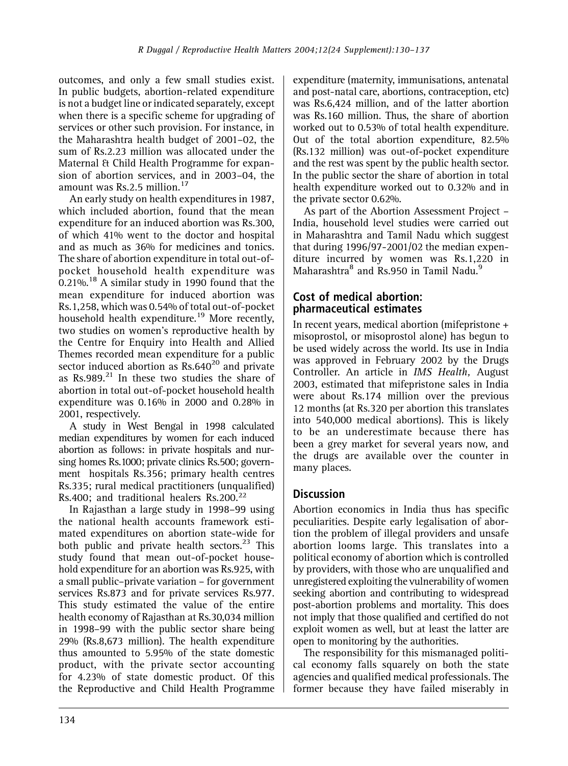outcomes, and only a few small studies exist. In public budgets, abortion-related expenditure is not a budget line or indicated separately, except when there is a specific scheme for upgrading of services or other such provision. For instance, in the Maharashtra health budget of 2001–02, the sum of Rs.2.23 million was allocated under the Maternal & Child Health Programme for expansion of abortion services, and in 2003–04, the amount was Rs.2.5 million.[17]

An early study on health expenditures in 1987, which included abortion, found that the mean expenditure for an induced abortion was Rs.300, of which 41% went to the doctor and hospital and as much as 36% for medicines and tonics. The share of abortion expenditure in total out-of-pocket household health expenditure was 0.21%.[18] A similar study in 1990 found that the mean expenditure for induced abortion was Rs.1,258, which was 0.54% of total out-of-pocket household health expenditure.[19] More recently, two studies on women's reproductive health by the Centre for Enquiry into Health and Allied Themes recorded mean expenditure for a public sector induced abortion as Rs.640[20] and private as Rs.989.[21] In these two studies the share of abortion in total out-of-pocket household health expenditure was 0.16% in 2000 and 0.28% in 2001, respectively.

A study in West Bengal in 1998 calculated median expenditures by women for each induced abortion as follows: in private hospitals and nursing homes Rs.1000; private clinics Rs.500; government hospitals Rs.356; primary health centres Rs.335; rural medical practitioners (unqualified) Rs.400; and traditional healers Rs.200.[22]

In Rajasthan a large study in 1998–99 using the national health accounts framework estimated expenditures on abortion state-wide for both public and private health sectors.[23] This study found that mean out-of-pocket household expenditure for an abortion was Rs.925, with a small public–private variation – for government services Rs.873 and for private services Rs.977. This study estimated the value of the entire health economy of Rajasthan at Rs.30,034 million in 1998–99 with the public sector share being 29% (Rs.8,673 million). The health expenditure thus amounted to 5.95% of the state domestic product, with the private sector accounting for 4.23% of state domestic product. Of this the Reproductive and Child Health Programme expenditure (maternity, immunisations, antenatal and post-natal care, abortions, contraception, etc) was Rs.6,424 million, and of the latter abortion was Rs.160 million. Thus, the share of abortion worked out to 0.53% of total health expenditure. Out of the total abortion expenditure, 82.5% (Rs.132 million) was out-of-pocket expenditure and the rest was spent by the public health sector. In the public sector the share of abortion in total health expenditure worked out to 0.32% and in the private sector 0.62%.

As part of the Abortion Assessment Project – India, household level studies were carried out in Maharashtra and Tamil Nadu which suggest that during 1996/97-2001/02 the median expenditure incurred by women was Rs.1,220 in Maharashtra[8] and Rs.950 in Tamil Nadu.[9]

## Cost of medical abortion: pharmaceutical estimates

In recent years, medical abortion (mifepristone + misoprostol, or misoprostol alone) has begun to be used widely across the world. Its use in India was approved in February 2002 by the Drugs Controller. An article in *IMS Health*, August 2003, estimated that mifepristone sales in India were about Rs.174 million over the previous 12 months (at Rs.320 per abortion this translates into 540,000 medical abortions). This is likely to be an underestimate because there has been a grey market for several years now, and the drugs are available over the counter in many places.

## Discussion

Abortion economics in India thus has specific peculiarities. Despite early legalisation of abortion the problem of illegal providers and unsafe abortion looms large. This translates into a political economy of abortion which is controlled by providers, with those who are unqualified and unregistered exploiting the vulnerability of women seeking abortion and contributing to widespread post-abortion problems and mortality. This does not imply that those qualified and certified do not exploit women as well, but at least the latter are open to monitoring by the authorities.

The responsibility for this mismanaged political economy falls squarely on both the state agencies and qualified medical professionals. The former because they have failed miserably in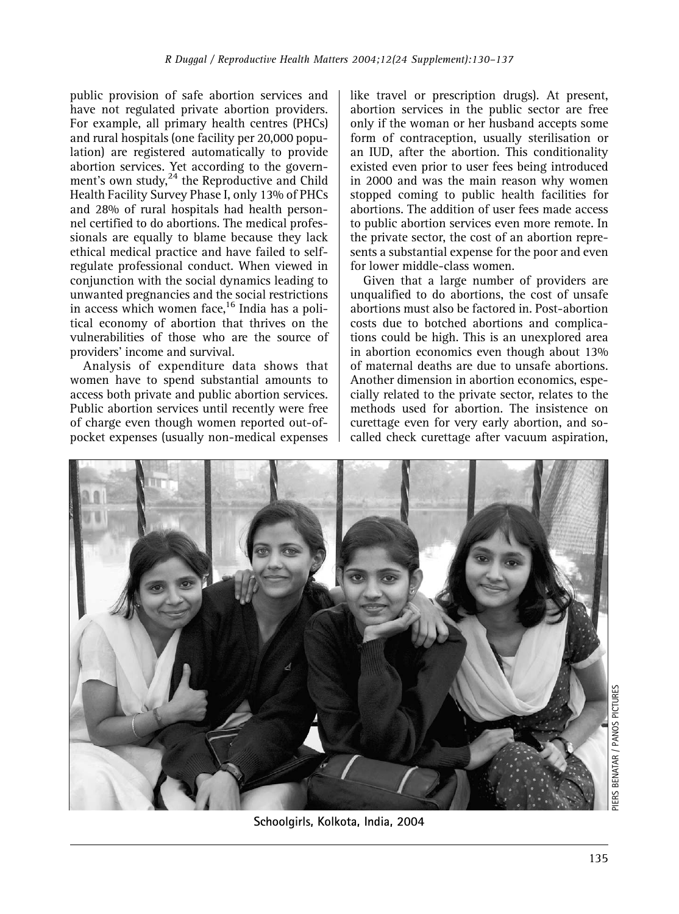public provision of safe abortion services and have not regulated private abortion providers. For example, all primary health centres (PHCs) and rural hospitals (one facility per 20,000 population) are registered automatically to provide abortion services. Yet according to the government's own study,[24] the Reproductive and Child Health Facility Survey Phase I, only 13% of PHCs and 28% of rural hospitals had health personnel certified to do abortions. The medical professionals are equally to blame because they lack ethical medical practice and have failed to self-regulate professional conduct. When viewed in conjunction with the social dynamics leading to unwanted pregnancies and the social restrictions in access which women face,[16] India has a political economy of abortion that thrives on the vulnerabilities of those who are the source of providers' income and survival.

Analysis of expenditure data shows that women have to spend substantial amounts to access both private and public abortion services. Public abortion services until recently were free of charge even though women reported out-of-pocket expenses (usually non-medical expenses like travel or prescription drugs). At present, abortion services in the public sector are free only if the woman or her husband accepts some form of contraception, usually sterilisation or an IUD, after the abortion. This conditionality existed even prior to user fees being introduced in 2000 and was the main reason why women stopped coming to public health facilities for abortions. The addition of user fees made access to public abortion services even more remote. In the private sector, the cost of an abortion represents a substantial expense for the poor and even for lower middle-class women.

Given that a large number of providers are unqualified to do abortions, the cost of unsafe abortions must also be factored in. Post-abortion costs due to botched abortions and complications could be high. This is an unexplored area in abortion economics even though about 13% of maternal deaths are due to unsafe abortions. Another dimension in abortion economics, especially related to the private sector, relates to the methods used for abortion. The insistence on curettage even for very early abortion, and so-called check curettage after vacuum aspiration,

Schoolgirls, Kolkota, India, 2004

PIERS BENATAR / PANOS PICTURES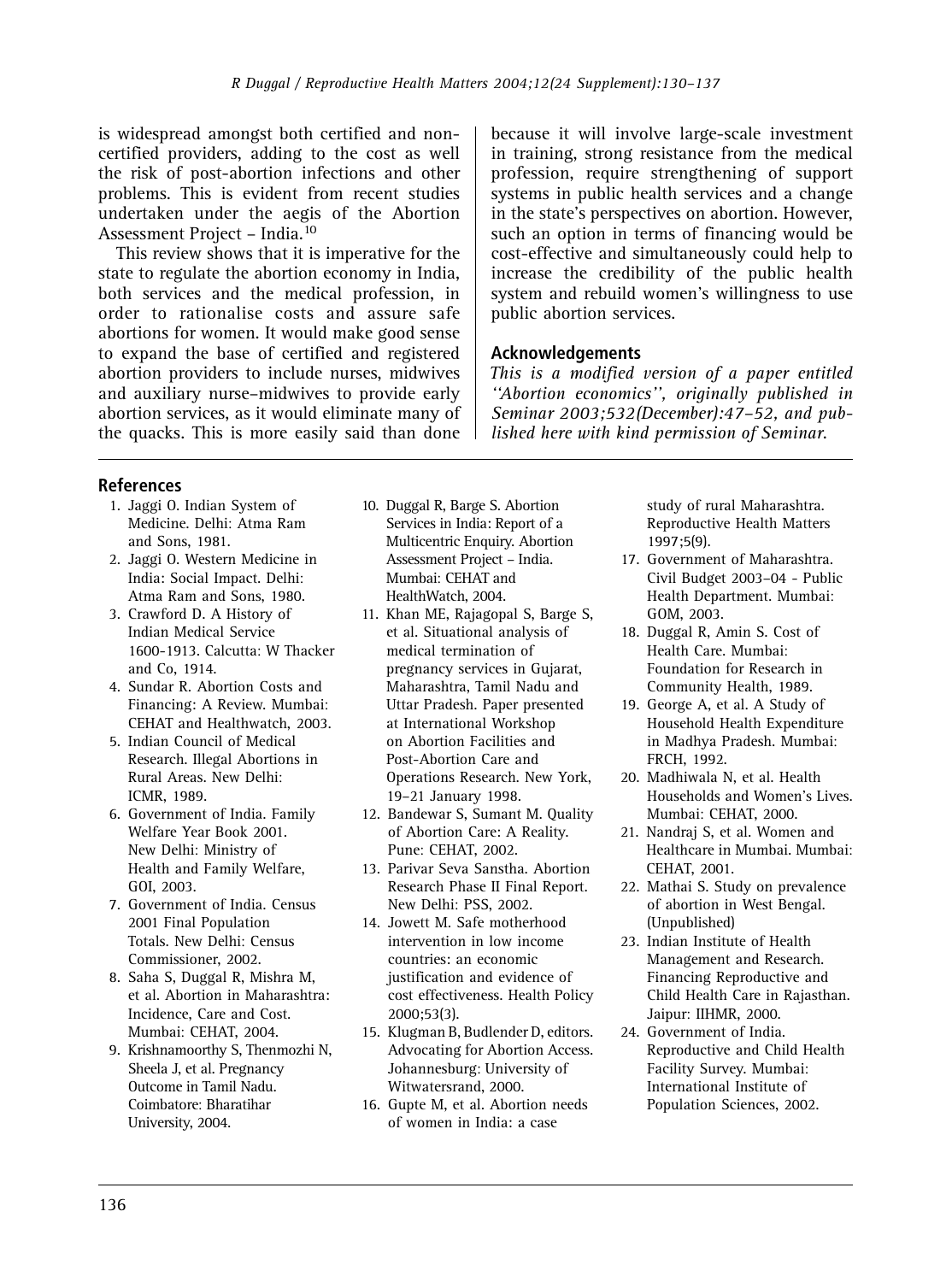is widespread amongst both certified and non-certified providers, adding to the cost as well the risk of post-abortion infections and other problems. This is evident from recent studies undertaken under the aegis of the Abortion Assessment Project – India.[10]

This review shows that it is imperative for the state to regulate the abortion economy in India, both services and the medical profession, in order to rationalise costs and assure safe abortions for women. It would make good sense to expand the base of certified and registered abortion providers to include nurses, midwives and auxiliary nurse–midwives to provide early abortion services, as it would eliminate many of the quacks. This is more easily said than done because it will involve large-scale investment in training, strong resistance from the medical profession, require strengthening of support systems in public health services and a change in the state's perspectives on abortion. However, such an option in terms of financing would be cost-effective and simultaneously could help to increase the credibility of the public health system and rebuild women's willingness to use public abortion services.

## Acknowledgements

*This is a modified version of a paper entitled ''Abortion economics'', originally published in Seminar 2003;532(December):47–52, and published here with kind permission of Seminar.*

## References

1. Jaggi O. Indian System of Medicine. Delhi: Atma Ram and Sons, 1981.
2. Jaggi O. Western Medicine in India: Social Impact. Delhi: Atma Ram and Sons, 1980.
3. Crawford D. A History of Indian Medical Service 1600-1913. Calcutta: W Thacker and Co, 1914.
4. Sundar R. Abortion Costs and Financing: A Review. Mumbai: CEHAT and Healthwatch, 2003.
5. Indian Council of Medical Research. Illegal Abortions in Rural Areas. New Delhi: ICMR, 1989.
6. Government of India. Family Welfare Year Book 2001. New Delhi: Ministry of Health and Family Welfare, GOI, 2003.
7. Government of India. Census 2001 Final Population Totals. New Delhi: Census Commissioner, 2002.
8. Saha S, Duggal R, Mishra M, et al. Abortion in Maharashtra: Incidence, Care and Cost. Mumbai: CEHAT, 2004.
9. Krishnamoorthy S, Thenmozhi N, Sheela J, et al. Pregnancy Outcome in Tamil Nadu. Coimbatore: Bharatihar University, 2004.
10. Duggal R, Barge S. Abortion Services in India: Report of a Multicentric Enquiry. Abortion Assessment Project – India. Mumbai: CEHAT and HealthWatch, 2004.
11. Khan ME, Rajagopal S, Barge S, et al. Situational analysis of medical termination of pregnancy services in Gujarat, Maharashtra, Tamil Nadu and Uttar Pradesh. Paper presented at International Workshop on Abortion Facilities and Post-Abortion Care and Operations Research. New York, 19–21 January 1998.
12. Bandewar S, Sumant M. Quality of Abortion Care: A Reality. Pune: CEHAT, 2002.
13. Parivar Seva Sanstha. Abortion Research Phase II Final Report. New Delhi: PSS, 2002.
14. Jowett M. Safe motherhood intervention in low income countries: an economic justification and evidence of cost effectiveness. Health Policy 2000;53(3).
15. Klugman B, Budlender D, editors. Advocating for Abortion Access. Johannesburg: University of Witwatersrand, 2000.
16. Gupte M, et al. Abortion needs of women in India: a case study of rural Maharashtra. Reproductive Health Matters 1997;5(9).
17. Government of Maharashtra. Civil Budget 2003–04 - Public Health Department. Mumbai: GOM, 2003.
18. Duggal R, Amin S. Cost of Health Care. Mumbai: Foundation for Research in Community Health, 1989.
19. George A, et al. A Study of Household Health Expenditure in Madhya Pradesh. Mumbai: FRCH, 1992.
20. Madhiwala N, et al. Health Households and Women's Lives. Mumbai: CEHAT, 2000.
21. Nandraj S, et al. Women and Healthcare in Mumbai. Mumbai: CEHAT, 2001.
22. Mathai S. Study on prevalence of abortion in West Bengal. (Unpublished)
23. Indian Institute of Health Management and Research. Financing Reproductive and Child Health Care in Rajasthan. Jaipur: IIHMR, 2000.
24. Government of India. Reproductive and Child Health Facility Survey. Mumbai: International Institute of Population Sciences, 2002.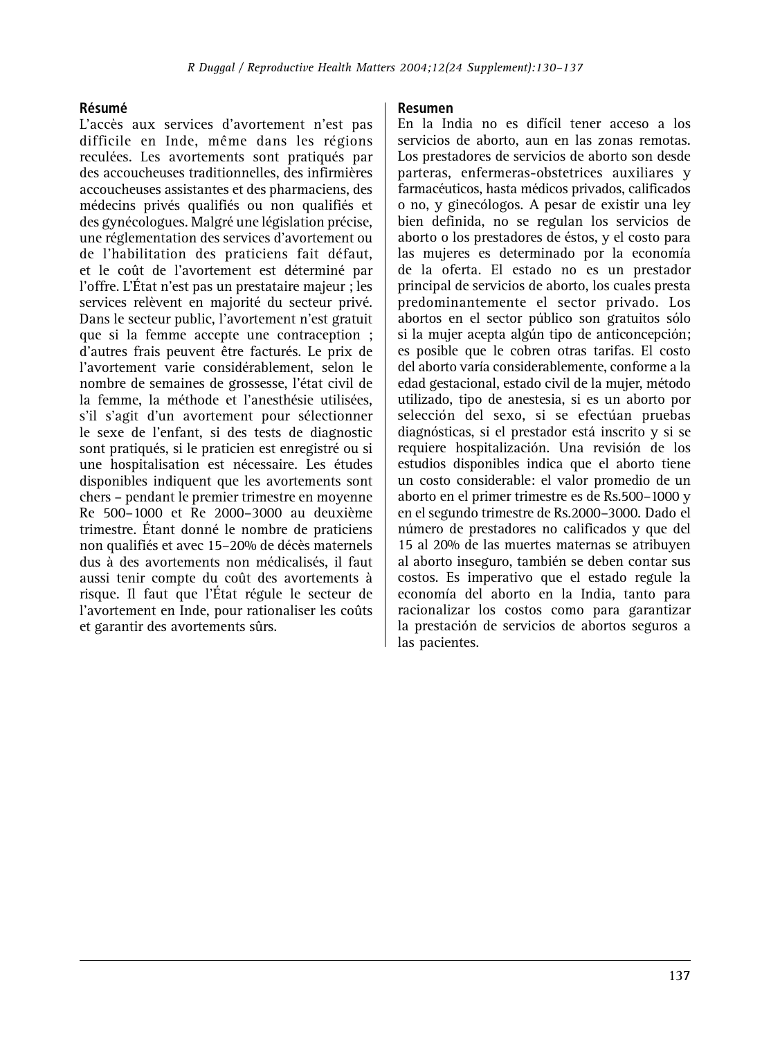## Résumé

L'accès aux services d'avortement n'est pas difficile en Inde, même dans les régions reculées. Les avortements sont pratiqués par des accoucheuses traditionnelles, des infirmières accoucheuses assistantes et des pharmaciens, des médecins privés qualifiés ou non qualifiés et des gynécologues. Malgré une législation précise, une réglementation des services d'avortement ou de l'habilitation des praticiens fait défaut, et le coût de l'avortement est déterminé par l'offre. L'État n'est pas un prestataire majeur ; les services relèvent en majorité du secteur privé. Dans le secteur public, l'avortement n'est gratuit que si la femme accepte une contraception ; d'autres frais peuvent être facturés. Le prix de l'avortement varie considérablement, selon le nombre de semaines de grossesse, l'état civil de la femme, la méthode et l'anesthésie utilisées, s'il s'agit d'un avortement pour sélectionner le sexe de l'enfant, si des tests de diagnostic sont pratiqués, si le praticien est enregistré ou si une hospitalisation est nécessaire. Les études disponibles indiquent que les avortements sont chers – pendant le premier trimestre en moyenne Re 500–1000 et Re 2000–3000 au deuxième trimestre. Étant donné le nombre de praticiens non qualifiés et avec 15–20% de décès maternels dus à des avortements non médicalisés, il faut aussi tenir compte du coût des avortements à risque. Il faut que l'État régule le secteur de l'avortement en Inde, pour rationaliser les coûts et garantir des avortements sûrs.

## Resumen

En la India no es difícil tener acceso a los servicios de aborto, aun en las zonas remotas. Los prestadores de servicios de aborto son desde parteras, enfermeras-obstetrices auxiliares y farmacéuticos, hasta médicos privados, calificados o no, y ginecólogos. A pesar de existir una ley bien definida, no se regulan los servicios de aborto o los prestadores de éstos, y el costo para las mujeres es determinado por la economía de la oferta. El estado no es un prestador principal de servicios de aborto, los cuales presta predominantemente el sector privado. Los abortos en el sector público son gratuitos sólo si la mujer acepta algún tipo de anticoncepción; es posible que le cobren otras tarifas. El costo del aborto varía considerablemente, conforme a la edad gestacional, estado civil de la mujer, método utilizado, tipo de anestesia, si es un aborto por selección del sexo, si se efectúan pruebas diagnósticas, si el prestador está inscrito y si se requiere hospitalización. Una revisión de los estudios disponibles indica que el aborto tiene un costo considerable: el valor promedio de un aborto en el primer trimestre es de Rs.500–1000 y en el segundo trimestre de Rs.2000–3000. Dado el número de prestadores no calificados y que del 15 al 20% de las muertes maternas se atribuyen al aborto inseguro, también se deben contar sus costos. Es imperativo que el estado regule la economía del aborto en la India, tanto para racionalizar los costos como para garantizar la prestación de servicios de abortos seguros a las pacientes.